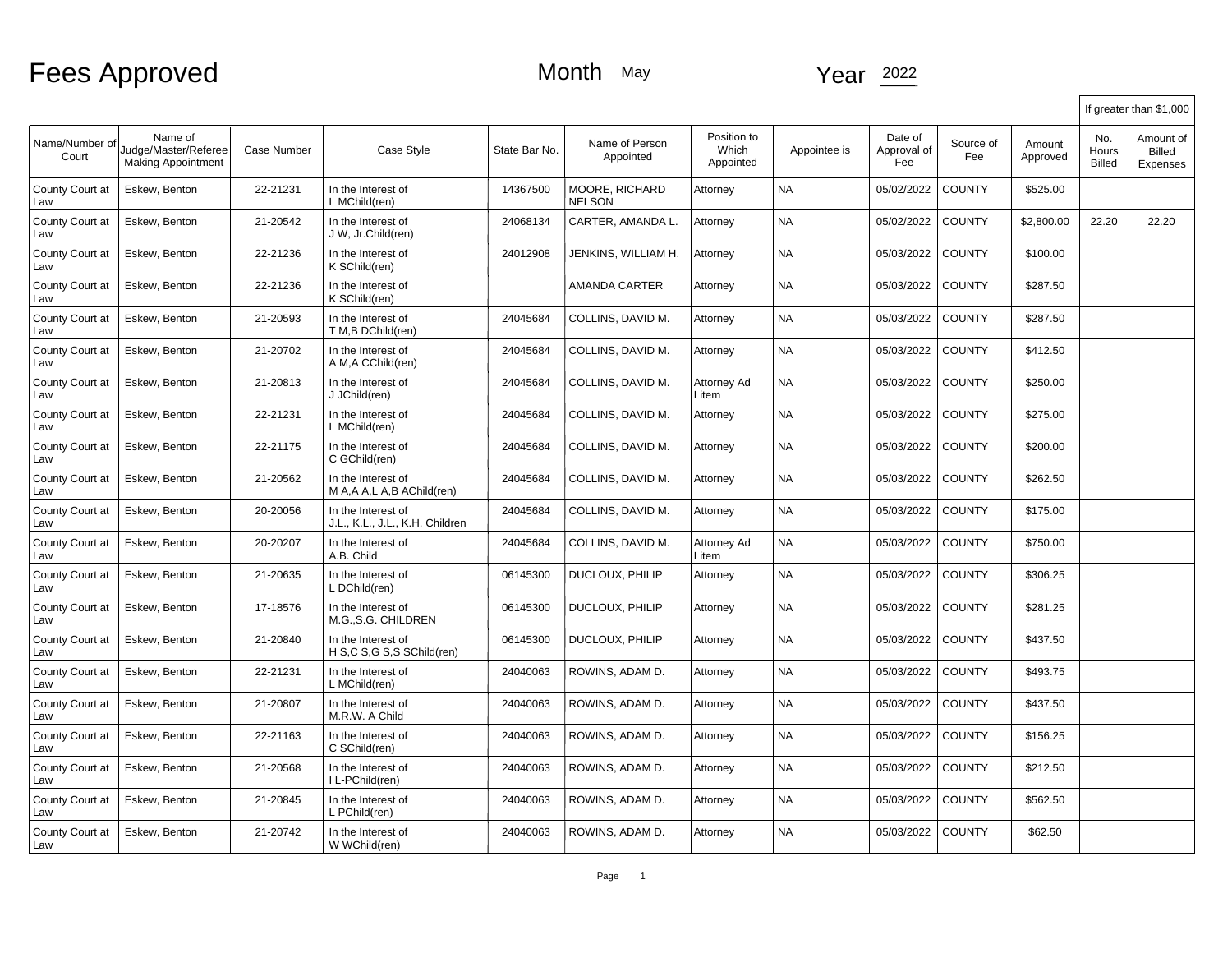# Fees Approved

Month May Year 2022

| Name/Number of Court | Name of Judge/Master/Referee Making Appointment | Case Number | Case Style | State Bar No. | Name of Person Appointed | Position to Which Appointed | Appointee is | Date of Approval of Fee | Source of Fee | Amount Approved | If greater than $1,000 No. Hours Billed | Amount of Billed Expenses |
|---|---|---|---|---|---|---|---|---|---|---|---|---|
| County Court at Law | Eskew, Benton | 22-21231 | In the Interest of L MChild(ren) | 14367500 | MOORE, RICHARD NELSON | Attorney | NA | 05/02/2022 | COUNTY | $525.00 | | |
| County Court at Law | Eskew, Benton | 21-20542 | In the Interest of J W, Jr.Child(ren) | 24068134 | CARTER, AMANDA L. | Attorney | NA | 05/02/2022 | COUNTY | $2,800.00 | 22.20 | 22.20 |
| County Court at Law | Eskew, Benton | 22-21236 | In the Interest of K SChild(ren) | 24012908 | JENKINS, WILLIAM H. | Attorney | NA | 05/03/2022 | COUNTY | $100.00 | | |
| County Court at Law | Eskew, Benton | 22-21236 | In the Interest of K SChild(ren) | | AMANDA CARTER | Attorney | NA | 05/03/2022 | COUNTY | $287.50 | | |
| County Court at Law | Eskew, Benton | 21-20593 | In the Interest of T M,B DChild(ren) | 24045684 | COLLINS, DAVID M. | Attorney | NA | 05/03/2022 | COUNTY | $287.50 | | |
| County Court at Law | Eskew, Benton | 21-20702 | In the Interest of A M,A CChild(ren) | 24045684 | COLLINS, DAVID M. | Attorney | NA | 05/03/2022 | COUNTY | $412.50 | | |
| County Court at Law | Eskew, Benton | 21-20813 | In the Interest of J JChild(ren) | 24045684 | COLLINS, DAVID M. | Attorney Ad Litem | NA | 05/03/2022 | COUNTY | $250.00 | | |
| County Court at Law | Eskew, Benton | 22-21231 | In the Interest of L MChild(ren) | 24045684 | COLLINS, DAVID M. | Attorney | NA | 05/03/2022 | COUNTY | $275.00 | | |
| County Court at Law | Eskew, Benton | 22-21175 | In the Interest of C GChild(ren) | 24045684 | COLLINS, DAVID M. | Attorney | NA | 05/03/2022 | COUNTY | $200.00 | | |
| County Court at Law | Eskew, Benton | 21-20562 | In the Interest of M A,A A,L A,B AChild(ren) | 24045684 | COLLINS, DAVID M. | Attorney | NA | 05/03/2022 | COUNTY | $262.50 | | |
| County Court at Law | Eskew, Benton | 20-20056 | In the Interest of J.L., K.L., J.L., K.H. Children | 24045684 | COLLINS, DAVID M. | Attorney | NA | 05/03/2022 | COUNTY | $175.00 | | |
| County Court at Law | Eskew, Benton | 20-20207 | In the Interest of A.B. Child | 24045684 | COLLINS, DAVID M. | Attorney Ad Litem | NA | 05/03/2022 | COUNTY | $750.00 | | |
| County Court at Law | Eskew, Benton | 21-20635 | In the Interest of L DChild(ren) | 06145300 | DUCLOUX, PHILIP | Attorney | NA | 05/03/2022 | COUNTY | $306.25 | | |
| County Court at Law | Eskew, Benton | 17-18576 | In the Interest of M.G.,S.G. CHILDREN | 06145300 | DUCLOUX, PHILIP | Attorney | NA | 05/03/2022 | COUNTY | $281.25 | | |
| County Court at Law | Eskew, Benton | 21-20840 | In the Interest of H S,C S,G S,S SChild(ren) | 06145300 | DUCLOUX, PHILIP | Attorney | NA | 05/03/2022 | COUNTY | $437.50 | | |
| County Court at Law | Eskew, Benton | 22-21231 | In the Interest of L MChild(ren) | 24040063 | ROWINS, ADAM D. | Attorney | NA | 05/03/2022 | COUNTY | $493.75 | | |
| County Court at Law | Eskew, Benton | 21-20807 | In the Interest of M.R.W. A Child | 24040063 | ROWINS, ADAM D. | Attorney | NA | 05/03/2022 | COUNTY | $437.50 | | |
| County Court at Law | Eskew, Benton | 22-21163 | In the Interest of C SChild(ren) | 24040063 | ROWINS, ADAM D. | Attorney | NA | 05/03/2022 | COUNTY | $156.25 | | |
| County Court at Law | Eskew, Benton | 21-20568 | In the Interest of I L-PChild(ren) | 24040063 | ROWINS, ADAM D. | Attorney | NA | 05/03/2022 | COUNTY | $212.50 | | |
| County Court at Law | Eskew, Benton | 21-20845 | In the Interest of L PChild(ren) | 24040063 | ROWINS, ADAM D. | Attorney | NA | 05/03/2022 | COUNTY | $562.50 | | |
| County Court at Law | Eskew, Benton | 21-20742 | In the Interest of W WChild(ren) | 24040063 | ROWINS, ADAM D. | Attorney | NA | 05/03/2022 | COUNTY | $62.50 | | |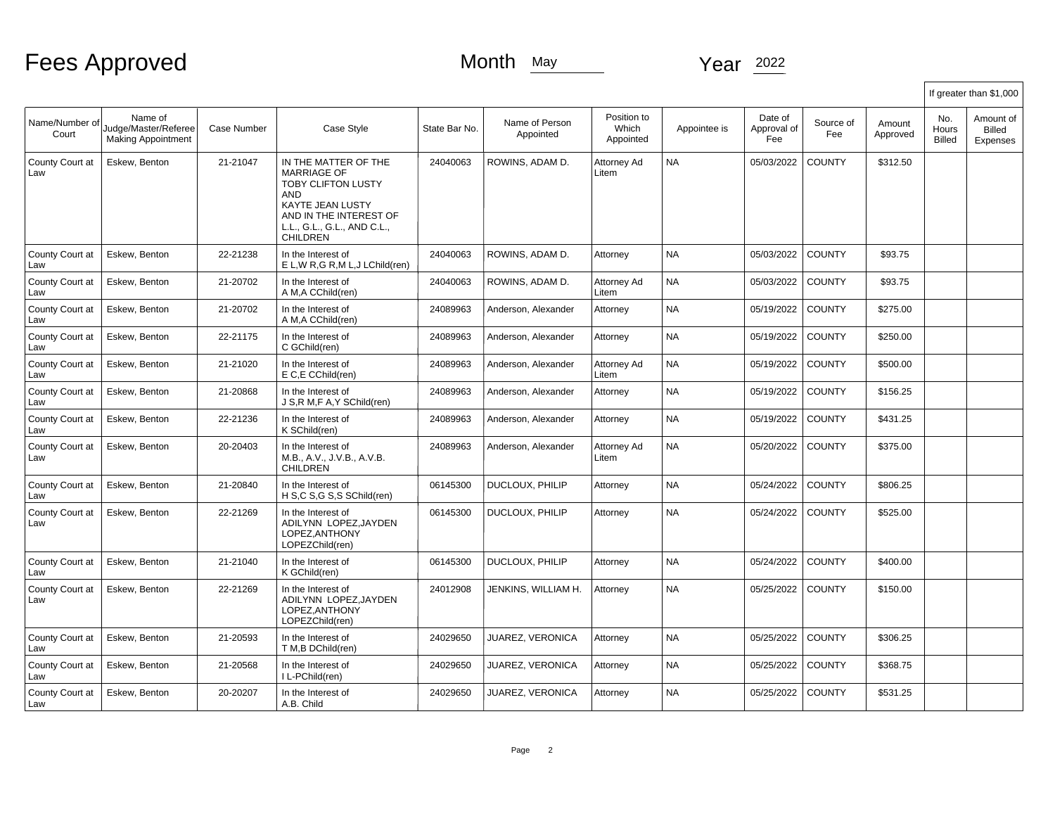# Fees Approved

Month May

Year 2022

| Name/Number of Court | Name of Judge/Master/Referee Making Appointment | Case Number | Case Style | State Bar No. | Name of Person Appointed | Position to Which Appointed | Appointee is | Date of Approval of Fee | Source of Fee | Amount Approved | If greater than $1,000 | |
|---|---|---|---|---|---|---|---|---|---|---|---|---|
| | | | | | | | | | | | No. Hours Billed | Amount of Billed Expenses |
| County Court at Law | Eskew, Benton | 21-21047 | IN THE MATTER OF THE MARRIAGE OF TOBY CLIFTON LUSTY AND KAYTE JEAN LUSTY AND IN THE INTEREST OF L.L., G.L., G.L., AND C.L., CHILDREN | 24040063 | ROWINS, ADAM D. | Attorney Ad Litem | NA | 05/03/2022 | COUNTY | $312.50 | | |
| County Court at Law | Eskew, Benton | 22-21238 | In the Interest of E L,W R,G R,M L,J LChild(ren) | 24040063 | ROWINS, ADAM D. | Attorney | NA | 05/03/2022 | COUNTY | $93.75 | | |
| County Court at Law | Eskew, Benton | 21-20702 | In the Interest of A M,A CChild(ren) | 24040063 | ROWINS, ADAM D. | Attorney Ad Litem | NA | 05/03/2022 | COUNTY | $93.75 | | |
| County Court at Law | Eskew, Benton | 21-20702 | In the Interest of A M,A CChild(ren) | 24089963 | Anderson, Alexander | Attorney | NA | 05/19/2022 | COUNTY | $275.00 | | |
| County Court at Law | Eskew, Benton | 22-21175 | In the Interest of C GChild(ren) | 24089963 | Anderson, Alexander | Attorney | NA | 05/19/2022 | COUNTY | $250.00 | | |
| County Court at Law | Eskew, Benton | 21-21020 | In the Interest of E C,E CChild(ren) | 24089963 | Anderson, Alexander | Attorney Ad Litem | NA | 05/19/2022 | COUNTY | $500.00 | | |
| County Court at Law | Eskew, Benton | 21-20868 | In the Interest of J S,R M,F A,Y SChild(ren) | 24089963 | Anderson, Alexander | Attorney | NA | 05/19/2022 | COUNTY | $156.25 | | |
| County Court at Law | Eskew, Benton | 22-21236 | In the Interest of K SChild(ren) | 24089963 | Anderson, Alexander | Attorney | NA | 05/19/2022 | COUNTY | $431.25 | | |
| County Court at Law | Eskew, Benton | 20-20403 | In the Interest of M.B., A.V., J.V.B., A.V.B. CHILDREN | 24089963 | Anderson, Alexander | Attorney Ad Litem | NA | 05/20/2022 | COUNTY | $375.00 | | |
| County Court at Law | Eskew, Benton | 21-20840 | In the Interest of H S,C S,G S,S SChild(ren) | 06145300 | DUCLOUX, PHILIP | Attorney | NA | 05/24/2022 | COUNTY | $806.25 | | |
| County Court at Law | Eskew, Benton | 22-21269 | In the Interest of ADILYNN LOPEZ,JAYDEN LOPEZ,ANTHONY LOPEZChild(ren) | 06145300 | DUCLOUX, PHILIP | Attorney | NA | 05/24/2022 | COUNTY | $525.00 | | |
| County Court at Law | Eskew, Benton | 21-21040 | In the Interest of K GChild(ren) | 06145300 | DUCLOUX, PHILIP | Attorney | NA | 05/24/2022 | COUNTY | $400.00 | | |
| County Court at Law | Eskew, Benton | 22-21269 | In the Interest of ADILYNN LOPEZ,JAYDEN LOPEZ,ANTHONY LOPEZChild(ren) | 24012908 | JENKINS, WILLIAM H. | Attorney | NA | 05/25/2022 | COUNTY | $150.00 | | |
| County Court at Law | Eskew, Benton | 21-20593 | In the Interest of T M,B DChild(ren) | 24029650 | JUAREZ, VERONICA | Attorney | NA | 05/25/2022 | COUNTY | $306.25 | | |
| County Court at Law | Eskew, Benton | 21-20568 | In the Interest of I L-PChild(ren) | 24029650 | JUAREZ, VERONICA | Attorney | NA | 05/25/2022 | COUNTY | $368.75 | | |
| County Court at Law | Eskew, Benton | 20-20207 | In the Interest of A.B. Child | 24029650 | JUAREZ, VERONICA | Attorney | NA | 05/25/2022 | COUNTY | $531.25 | | |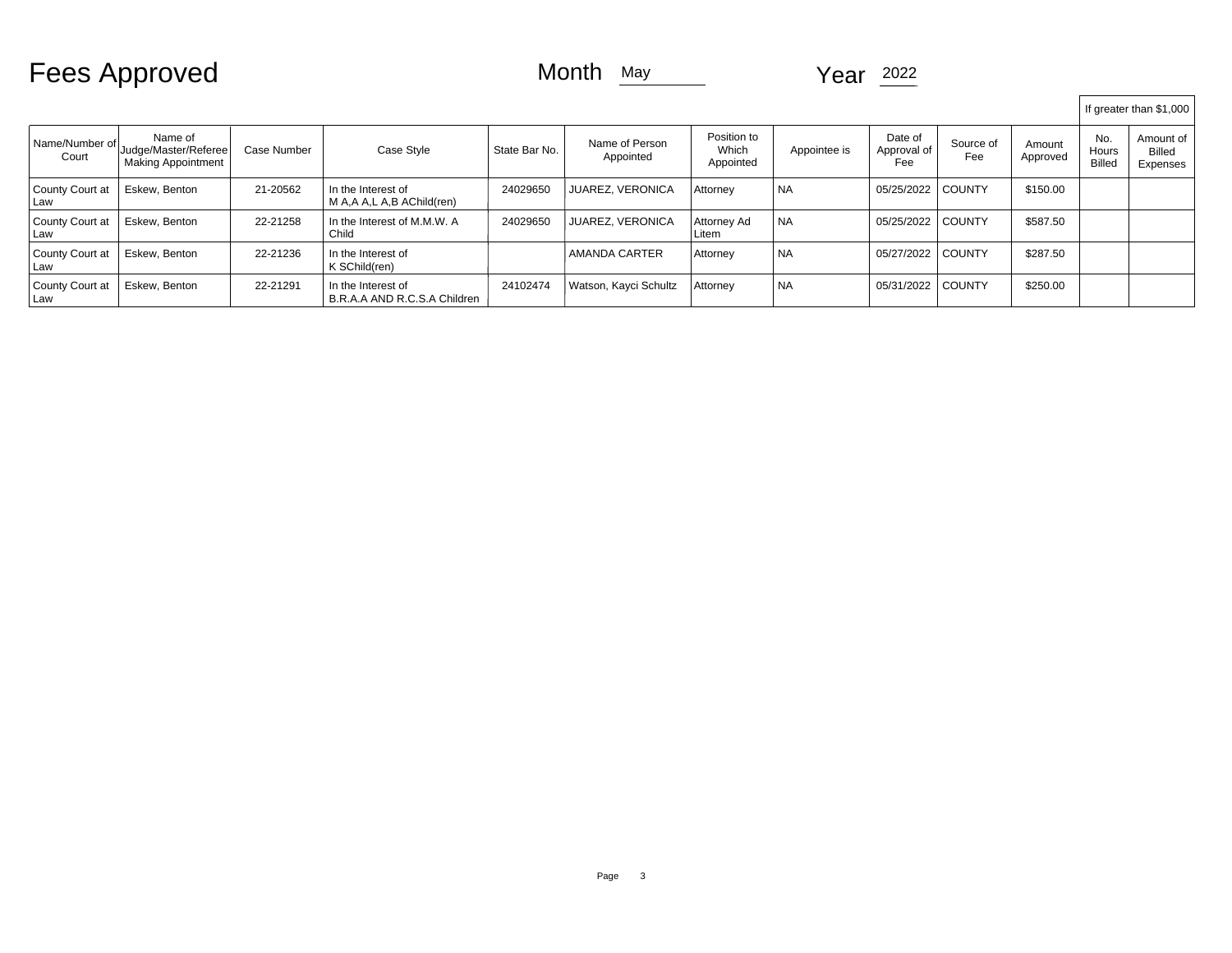# Fees Approved

Month May

Year 2022

| Name/Number of Court | Name of Judge/Master/Referee Making Appointment | Case Number | Case Style | State Bar No. | Name of Person Appointed | Position to Which Appointed | Appointee is | Date of Approval of Fee | Source of Fee | Amount Approved | If greater than $1,000 No. Hours Billed | Amount of Billed Expenses |
|---|---|---|---|---|---|---|---|---|---|---|---|---|
| County Court at Law | Eskew, Benton | 21-20562 | In the Interest of M A,A A,L A,B AChild(ren) | 24029650 | JUAREZ, VERONICA | Attorney | NA | 05/25/2022 | COUNTY | $150.00 | | |
| County Court at Law | Eskew, Benton | 22-21258 | In the Interest of M.M.W. A Child | 24029650 | JUAREZ, VERONICA | Attorney Ad Litem | NA | 05/25/2022 | COUNTY | $587.50 | | |
| County Court at Law | Eskew, Benton | 22-21236 | In the Interest of K SChild(ren) | | AMANDA CARTER | Attorney | NA | 05/27/2022 | COUNTY | $287.50 | | |
| County Court at Law | Eskew, Benton | 22-21291 | In the Interest of B.R.A.A AND R.C.S.A Children | 24102474 | Watson, Kayci Schultz | Attorney | NA | 05/31/2022 | COUNTY | $250.00 | | |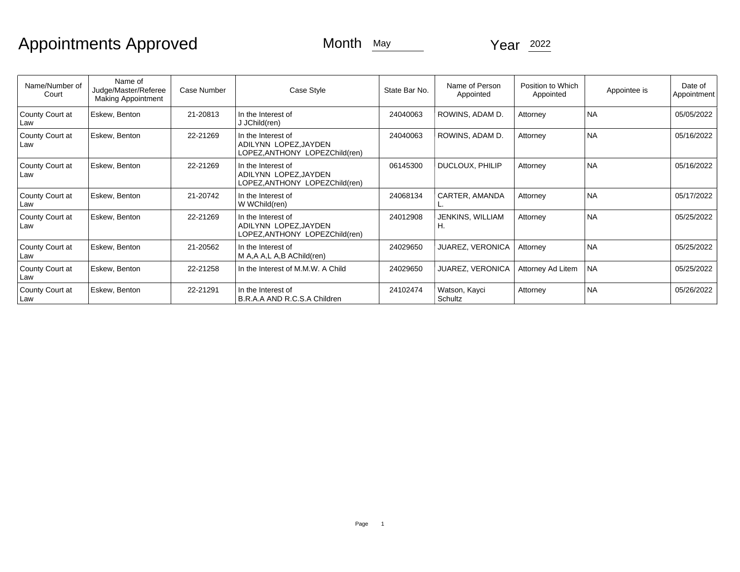# Appointments Approved

Month May Year 2022

| Name/Number of Court | Name of Judge/Master/Referee Making Appointment | Case Number | Case Style | State Bar No. | Name of Person Appointed | Position to Which Appointed | Appointee is | Date of Appointment |
|---|---|---|---|---|---|---|---|---|
| County Court at Law | Eskew, Benton | 21-20813 | In the Interest of J JChild(ren) | 24040063 | ROWINS, ADAM D. | Attorney | NA | 05/05/2022 |
| County Court at Law | Eskew, Benton | 22-21269 | In the Interest of ADILYNN LOPEZ,JAYDEN LOPEZ,ANTHONY LOPEZChild(ren) | 24040063 | ROWINS, ADAM D. | Attorney | NA | 05/16/2022 |
| County Court at Law | Eskew, Benton | 22-21269 | In the Interest of ADILYNN LOPEZ,JAYDEN LOPEZ,ANTHONY LOPEZChild(ren) | 06145300 | DUCLOUX, PHILIP | Attorney | NA | 05/16/2022 |
| County Court at Law | Eskew, Benton | 21-20742 | In the Interest of W WChild(ren) | 24068134 | CARTER, AMANDA L. | Attorney | NA | 05/17/2022 |
| County Court at Law | Eskew, Benton | 22-21269 | In the Interest of ADILYNN LOPEZ,JAYDEN LOPEZ,ANTHONY LOPEZChild(ren) | 24012908 | JENKINS, WILLIAM H. | Attorney | NA | 05/25/2022 |
| County Court at Law | Eskew, Benton | 21-20562 | In the Interest of M A,A A,L A,B AChild(ren) | 24029650 | JUAREZ, VERONICA | Attorney | NA | 05/25/2022 |
| County Court at Law | Eskew, Benton | 22-21258 | In the Interest of M.M.W. A Child | 24029650 | JUAREZ, VERONICA | Attorney Ad Litem | NA | 05/25/2022 |
| County Court at Law | Eskew, Benton | 22-21291 | In the Interest of B.R.A.A AND R.C.S.A Children | 24102474 | Watson, Kayci Schultz | Attorney | NA | 05/26/2022 |